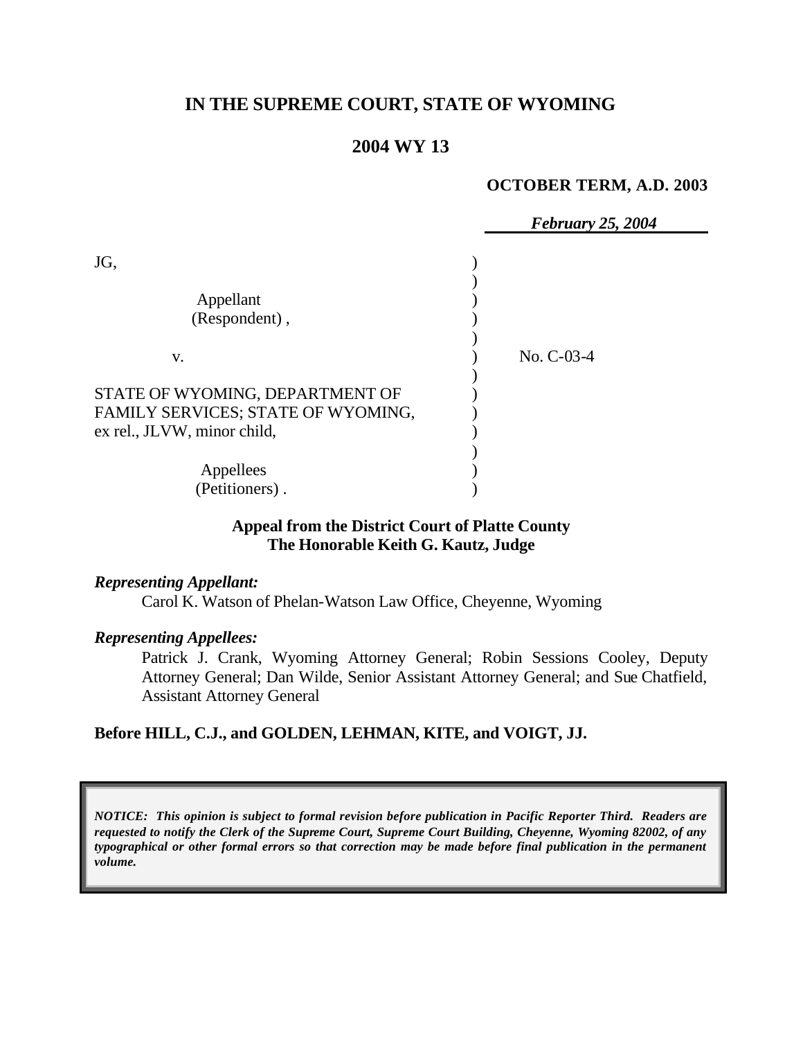# IN THE SUPREME COURT, STATE OF WYOMING

## 2004 WY 13

**OCTOBER TERM, A.D. 2003**

*February 25, 2004*

| | | |
|---|---|---|
| JG,<br><br>Appellant<br>(Respondent), | ) | |
| v. | ) | No. C-03-4 |
| STATE OF WYOMING, DEPARTMENT OF FAMILY SERVICES; STATE OF WYOMING, ex rel., JLVW, minor child,<br><br>Appellees<br>(Petitioners). | ) | |

**Appeal from the District Court of Platte County**
**The Honorable Keith G. Kautz, Judge**

***Representing Appellant:***

Carol K. Watson of Phelan-Watson Law Office, Cheyenne, Wyoming

***Representing Appellees:***

Patrick J. Crank, Wyoming Attorney General; Robin Sessions Cooley, Deputy Attorney General; Dan Wilde, Senior Assistant Attorney General; and Sue Chatfield, Assistant Attorney General

**Before HILL, C.J., and GOLDEN, LEHMAN, KITE, and VOIGT, JJ.**

***NOTICE: This opinion is subject to formal revision before publication in Pacific Reporter Third. Readers are requested to notify the Clerk of the Supreme Court, Supreme Court Building, Cheyenne, Wyoming 82002, of any typographical or other formal errors so that correction may be made before final publication in the permanent volume.***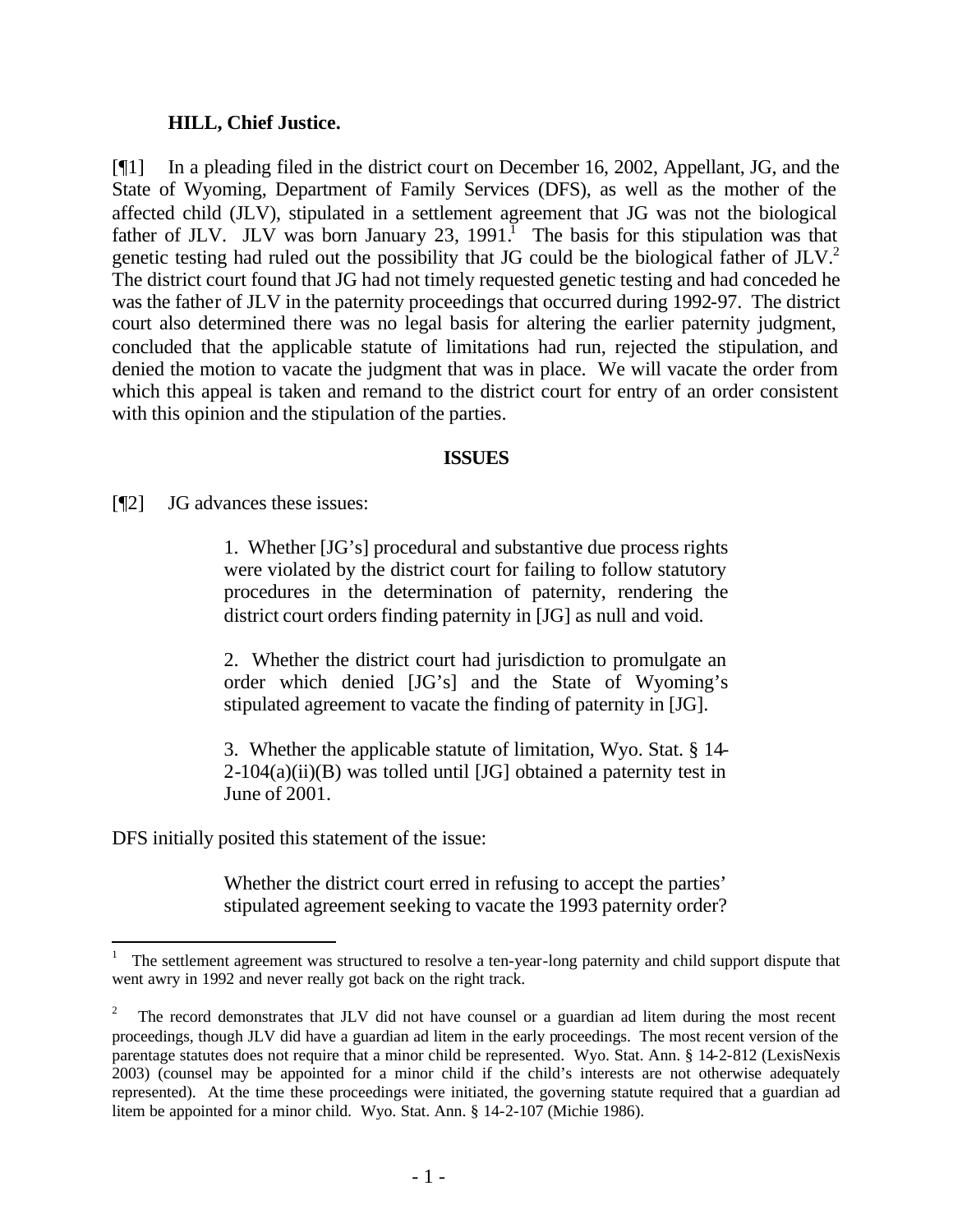**HILL, Chief Justice.**

[¶1] In a pleading filed in the district court on December 16, 2002, Appellant, JG, and the State of Wyoming, Department of Family Services (DFS), as well as the mother of the affected child (JLV), stipulated in a settlement agreement that JG was not the biological father of JLV. JLV was born January 23, 1991.[1] The basis for this stipulation was that genetic testing had ruled out the possibility that JG could be the biological father of JLV.[2] The district court found that JG had not timely requested genetic testing and had conceded he was the father of JLV in the paternity proceedings that occurred during 1992-97. The district court also determined there was no legal basis for altering the earlier paternity judgment, concluded that the applicable statute of limitations had run, rejected the stipulation, and denied the motion to vacate the judgment that was in place. We will vacate the order from which this appeal is taken and remand to the district court for entry of an order consistent with this opinion and the stipulation of the parties.

## ISSUES

[¶2] JG advances these issues:

> 1. Whether [JG's] procedural and substantive due process rights were violated by the district court for failing to follow statutory procedures in the determination of paternity, rendering the district court orders finding paternity in [JG] as null and void.
>
> 2. Whether the district court had jurisdiction to promulgate an order which denied [JG's] and the State of Wyoming's stipulated agreement to vacate the finding of paternity in [JG].
>
> 3. Whether the applicable statute of limitation, Wyo. Stat. § 14-2-104(a)(ii)(B) was tolled until [JG] obtained a paternity test in June of 2001.

DFS initially posited this statement of the issue:

> Whether the district court erred in refusing to accept the parties' stipulated agreement seeking to vacate the 1993 paternity order?

---

[1] The settlement agreement was structured to resolve a ten-year-long paternity and child support dispute that went awry in 1992 and never really got back on the right track.

[2] The record demonstrates that JLV did not have counsel or a guardian ad litem during the most recent proceedings, though JLV did have a guardian ad litem in the early proceedings. The most recent version of the parentage statutes does not require that a minor child be represented. Wyo. Stat. Ann. § 14-2-812 (LexisNexis 2003) (counsel may be appointed for a minor child if the child's interests are not otherwise adequately represented). At the time these proceedings were initiated, the governing statute required that a guardian ad litem be appointed for a minor child. Wyo. Stat. Ann. § 14-2-107 (Michie 1986).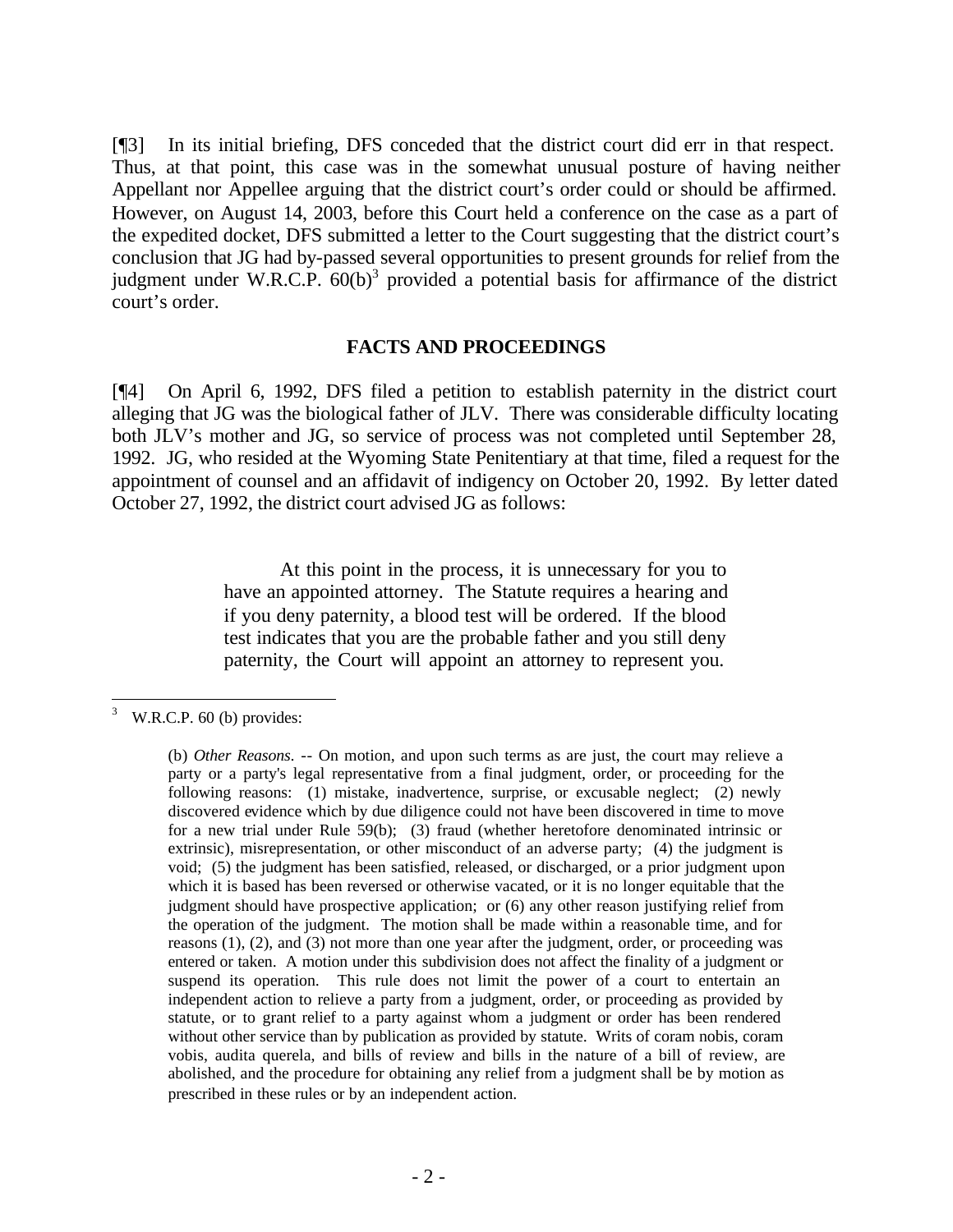[¶3] In its initial briefing, DFS conceded that the district court did err in that respect. Thus, at that point, this case was in the somewhat unusual posture of having neither Appellant nor Appellee arguing that the district court's order could or should be affirmed. However, on August 14, 2003, before this Court held a conference on the case as a part of the expedited docket, DFS submitted a letter to the Court suggesting that the district court's conclusion that JG had by-passed several opportunities to present grounds for relief from the judgment under W.R.C.P. 60(b)[3] provided a potential basis for affirmance of the district court's order.

## FACTS AND PROCEEDINGS

[¶4] On April 6, 1992, DFS filed a petition to establish paternity in the district court alleging that JG was the biological father of JLV. There was considerable difficulty locating both JLV's mother and JG, so service of process was not completed until September 28, 1992. JG, who resided at the Wyoming State Penitentiary at that time, filed a request for the appointment of counsel and an affidavit of indigency on October 20, 1992. By letter dated October 27, 1992, the district court advised JG as follows:

> At this point in the process, it is unnecessary for you to have an appointed attorney. The Statute requires a hearing and if you deny paternity, a blood test will be ordered. If the blood test indicates that you are the probable father and you still deny paternity, the Court will appoint an attorney to represent you.

---

[3] W.R.C.P. 60 (b) provides:

> (b) *Other Reasons.* -- On motion, and upon such terms as are just, the court may relieve a party or a party's legal representative from a final judgment, order, or proceeding for the following reasons: (1) mistake, inadvertence, surprise, or excusable neglect; (2) newly discovered evidence which by due diligence could not have been discovered in time to move for a new trial under Rule 59(b); (3) fraud (whether heretofore denominated intrinsic or extrinsic), misrepresentation, or other misconduct of an adverse party; (4) the judgment is void; (5) the judgment has been satisfied, released, or discharged, or a prior judgment upon which it is based has been reversed or otherwise vacated, or it is no longer equitable that the judgment should have prospective application; or (6) any other reason justifying relief from the operation of the judgment. The motion shall be made within a reasonable time, and for reasons (1), (2), and (3) not more than one year after the judgment, order, or proceeding was entered or taken. A motion under this subdivision does not affect the finality of a judgment or suspend its operation. This rule does not limit the power of a court to entertain an independent action to relieve a party from a judgment, order, or proceeding as provided by statute, or to grant relief to a party against whom a judgment or order has been rendered without other service than by publication as provided by statute. Writs of coram nobis, coram vobis, audita querela, and bills of review and bills in the nature of a bill of review, are abolished, and the procedure for obtaining any relief from a judgment shall be by motion as prescribed in these rules or by an independent action.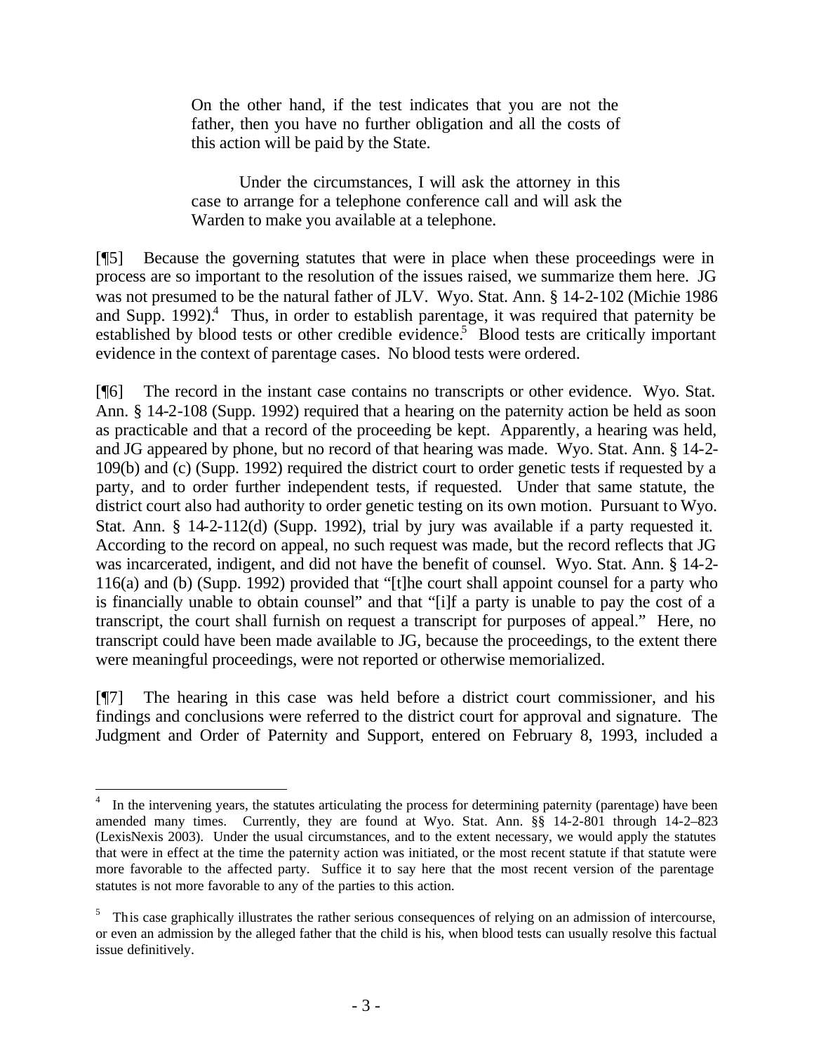> On the other hand, if the test indicates that you are not the father, then you have no further obligation and all the costs of this action will be paid by the State.
>
> Under the circumstances, I will ask the attorney in this case to arrange for a telephone conference call and will ask the Warden to make you available at a telephone.

[¶5] Because the governing statutes that were in place when these proceedings were in process are so important to the resolution of the issues raised, we summarize them here. JG was not presumed to be the natural father of JLV. Wyo. Stat. Ann. § 14-2-102 (Michie 1986 and Supp. 1992).[4] Thus, in order to establish parentage, it was required that paternity be established by blood tests or other credible evidence.[5] Blood tests are critically important evidence in the context of parentage cases. No blood tests were ordered.

[¶6] The record in the instant case contains no transcripts or other evidence. Wyo. Stat. Ann. § 14-2-108 (Supp. 1992) required that a hearing on the paternity action be held as soon as practicable and that a record of the proceeding be kept. Apparently, a hearing was held, and JG appeared by phone, but no record of that hearing was made. Wyo. Stat. Ann. § 14-2-109(b) and (c) (Supp. 1992) required the district court to order genetic tests if requested by a party, and to order further independent tests, if requested. Under that same statute, the district court also had authority to order genetic testing on its own motion. Pursuant to Wyo. Stat. Ann. § 14-2-112(d) (Supp. 1992), trial by jury was available if a party requested it. According to the record on appeal, no such request was made, but the record reflects that JG was incarcerated, indigent, and did not have the benefit of counsel. Wyo. Stat. Ann. § 14-2-116(a) and (b) (Supp. 1992) provided that "[t]he court shall appoint counsel for a party who is financially unable to obtain counsel" and that "[i]f a party is unable to pay the cost of a transcript, the court shall furnish on request a transcript for purposes of appeal." Here, no transcript could have been made available to JG, because the proceedings, to the extent there were meaningful proceedings, were not reported or otherwise memorialized.

[¶7] The hearing in this case was held before a district court commissioner, and his findings and conclusions were referred to the district court for approval and signature. The Judgment and Order of Paternity and Support, entered on February 8, 1993, included a

---

[4] In the intervening years, the statutes articulating the process for determining paternity (parentage) have been amended many times. Currently, they are found at Wyo. Stat. Ann. §§ 14-2-801 through 14-2–823 (LexisNexis 2003). Under the usual circumstances, and to the extent necessary, we would apply the statutes that were in effect at the time the paternity action was initiated, or the most recent statute if that statute were more favorable to the affected party. Suffice it to say here that the most recent version of the parentage statutes is not more favorable to any of the parties to this action.

[5] This case graphically illustrates the rather serious consequences of relying on an admission of intercourse, or even an admission by the alleged father that the child is his, when blood tests can usually resolve this factual issue definitively.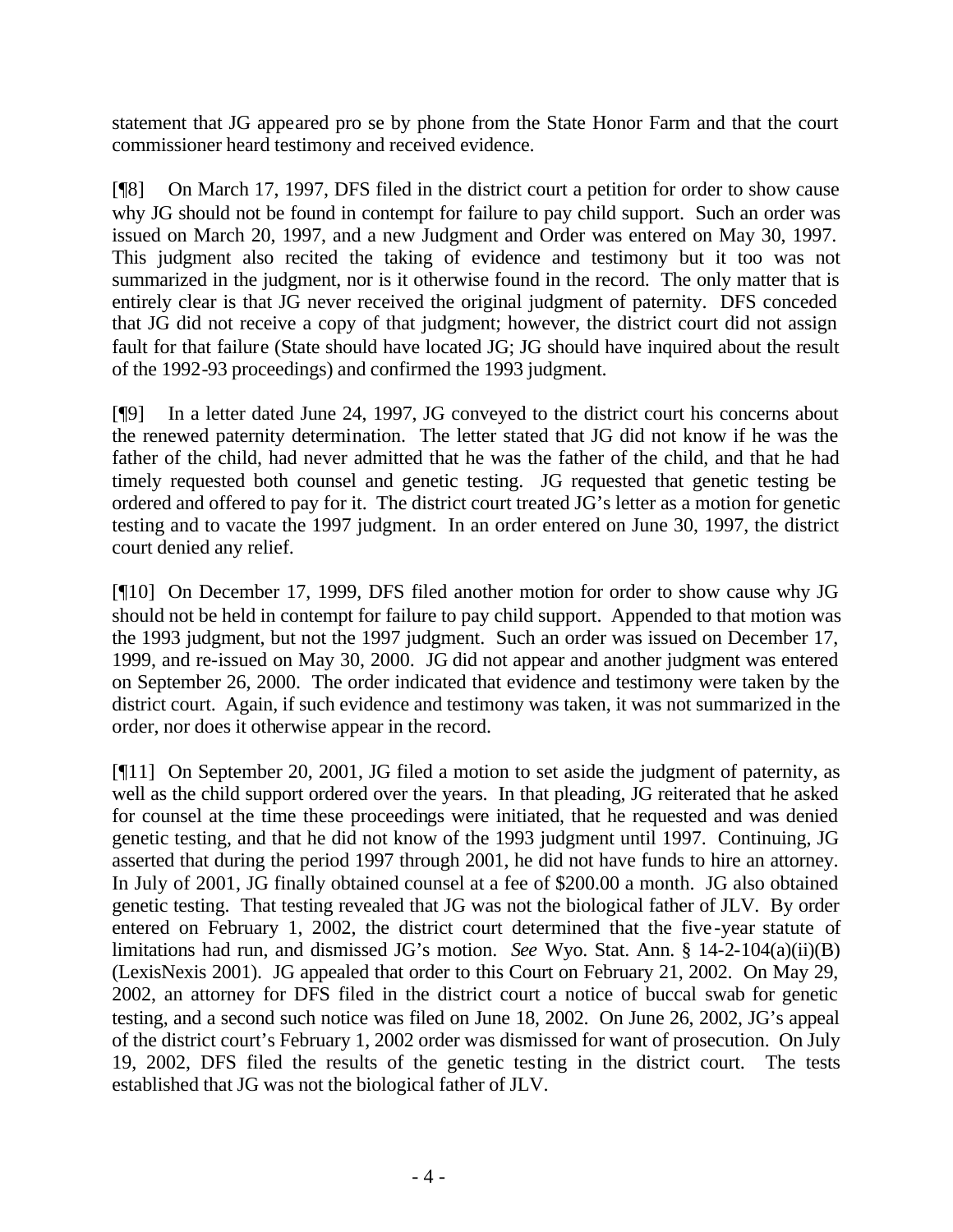statement that JG appeared pro se by phone from the State Honor Farm and that the court commissioner heard testimony and received evidence.

[¶8] On March 17, 1997, DFS filed in the district court a petition for order to show cause why JG should not be found in contempt for failure to pay child support. Such an order was issued on March 20, 1997, and a new Judgment and Order was entered on May 30, 1997. This judgment also recited the taking of evidence and testimony but it too was not summarized in the judgment, nor is it otherwise found in the record. The only matter that is entirely clear is that JG never received the original judgment of paternity. DFS conceded that JG did not receive a copy of that judgment; however, the district court did not assign fault for that failure (State should have located JG; JG should have inquired about the result of the 1992-93 proceedings) and confirmed the 1993 judgment.

[¶9] In a letter dated June 24, 1997, JG conveyed to the district court his concerns about the renewed paternity determination. The letter stated that JG did not know if he was the father of the child, had never admitted that he was the father of the child, and that he had timely requested both counsel and genetic testing. JG requested that genetic testing be ordered and offered to pay for it. The district court treated JG's letter as a motion for genetic testing and to vacate the 1997 judgment. In an order entered on June 30, 1997, the district court denied any relief.

[¶10] On December 17, 1999, DFS filed another motion for order to show cause why JG should not be held in contempt for failure to pay child support. Appended to that motion was the 1993 judgment, but not the 1997 judgment. Such an order was issued on December 17, 1999, and re-issued on May 30, 2000. JG did not appear and another judgment was entered on September 26, 2000. The order indicated that evidence and testimony were taken by the district court. Again, if such evidence and testimony was taken, it was not summarized in the order, nor does it otherwise appear in the record.

[¶11] On September 20, 2001, JG filed a motion to set aside the judgment of paternity, as well as the child support ordered over the years. In that pleading, JG reiterated that he asked for counsel at the time these proceedings were initiated, that he requested and was denied genetic testing, and that he did not know of the 1993 judgment until 1997. Continuing, JG asserted that during the period 1997 through 2001, he did not have funds to hire an attorney. In July of 2001, JG finally obtained counsel at a fee of $200.00 a month. JG also obtained genetic testing. That testing revealed that JG was not the biological father of JLV. By order entered on February 1, 2002, the district court determined that the five-year statute of limitations had run, and dismissed JG's motion. *See* Wyo. Stat. Ann. § 14-2-104(a)(ii)(B) (LexisNexis 2001). JG appealed that order to this Court on February 21, 2002. On May 29, 2002, an attorney for DFS filed in the district court a notice of buccal swab for genetic testing, and a second such notice was filed on June 18, 2002. On June 26, 2002, JG's appeal of the district court's February 1, 2002 order was dismissed for want of prosecution. On July 19, 2002, DFS filed the results of the genetic testing in the district court. The tests established that JG was not the biological father of JLV.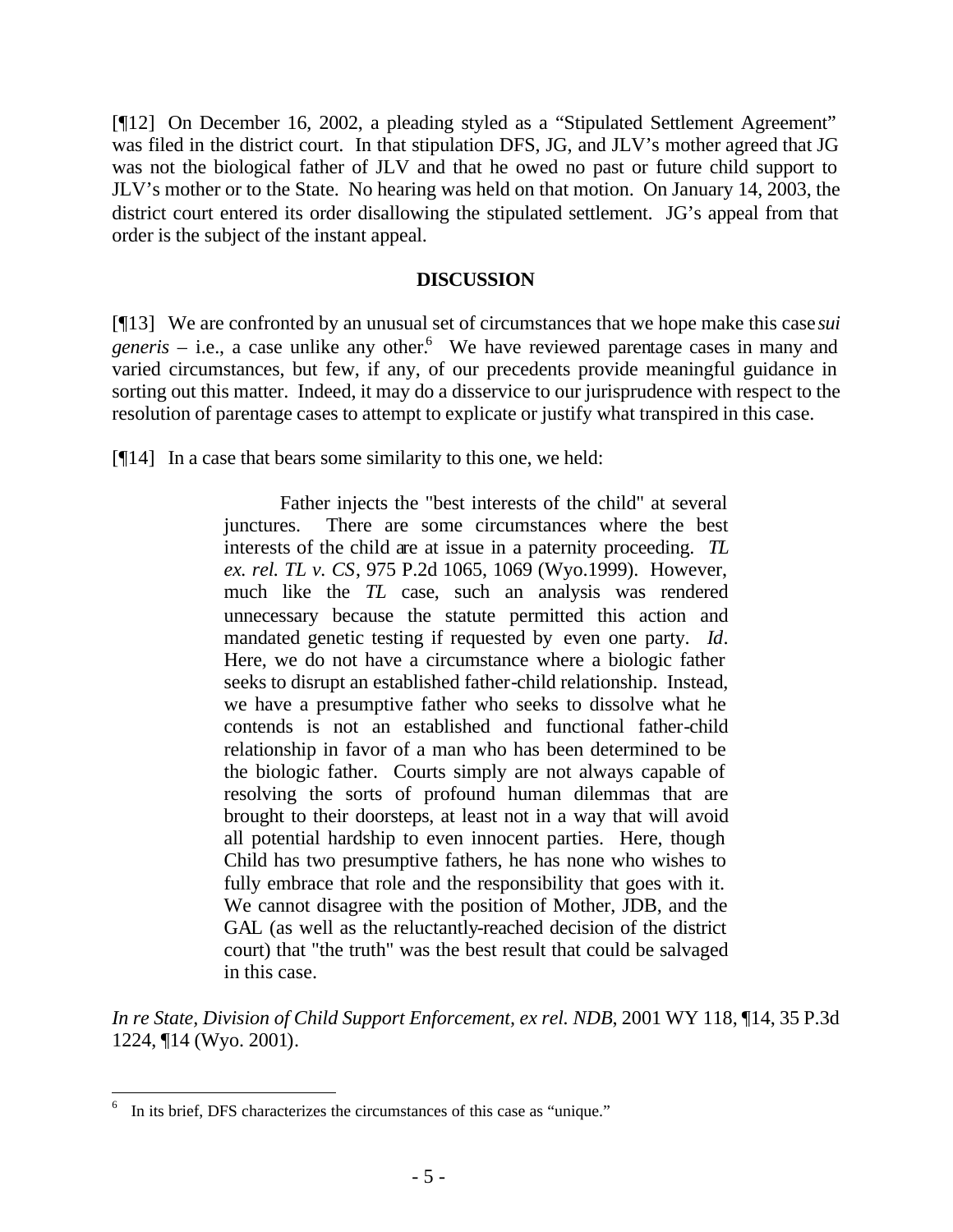[¶12] On December 16, 2002, a pleading styled as a "Stipulated Settlement Agreement" was filed in the district court. In that stipulation DFS, JG, and JLV's mother agreed that JG was not the biological father of JLV and that he owed no past or future child support to JLV's mother or to the State. No hearing was held on that motion. On January 14, 2003, the district court entered its order disallowing the stipulated settlement. JG's appeal from that order is the subject of the instant appeal.

## DISCUSSION

[¶13] We are confronted by an unusual set of circumstances that we hope make this case *sui generis* – i.e., a case unlike any other.[6] We have reviewed parentage cases in many and varied circumstances, but few, if any, of our precedents provide meaningful guidance in sorting out this matter. Indeed, it may do a disservice to our jurisprudence with respect to the resolution of parentage cases to attempt to explicate or justify what transpired in this case.

[¶14] In a case that bears some similarity to this one, we held:

> Father injects the "best interests of the child" at several junctures. There are some circumstances where the best interests of the child are at issue in a paternity proceeding. *TL ex. rel. TL v. CS*, 975 P.2d 1065, 1069 (Wyo.1999). However, much like the *TL* case, such an analysis was rendered unnecessary because the statute permitted this action and mandated genetic testing if requested by even one party. *Id*. Here, we do not have a circumstance where a biologic father seeks to disrupt an established father-child relationship. Instead, we have a presumptive father who seeks to dissolve what he contends is not an established and functional father-child relationship in favor of a man who has been determined to be the biologic father. Courts simply are not always capable of resolving the sorts of profound human dilemmas that are brought to their doorsteps, at least not in a way that will avoid all potential hardship to even innocent parties. Here, though Child has two presumptive fathers, he has none who wishes to fully embrace that role and the responsibility that goes with it. We cannot disagree with the position of Mother, JDB, and the GAL (as well as the reluctantly-reached decision of the district court) that "the truth" was the best result that could be salvaged in this case.

*In re State, Division of Child Support Enforcement, ex rel. NDB*, 2001 WY 118, ¶14, 35 P.3d 1224, ¶14 (Wyo. 2001).

---

[6] In its brief, DFS characterizes the circumstances of this case as "unique."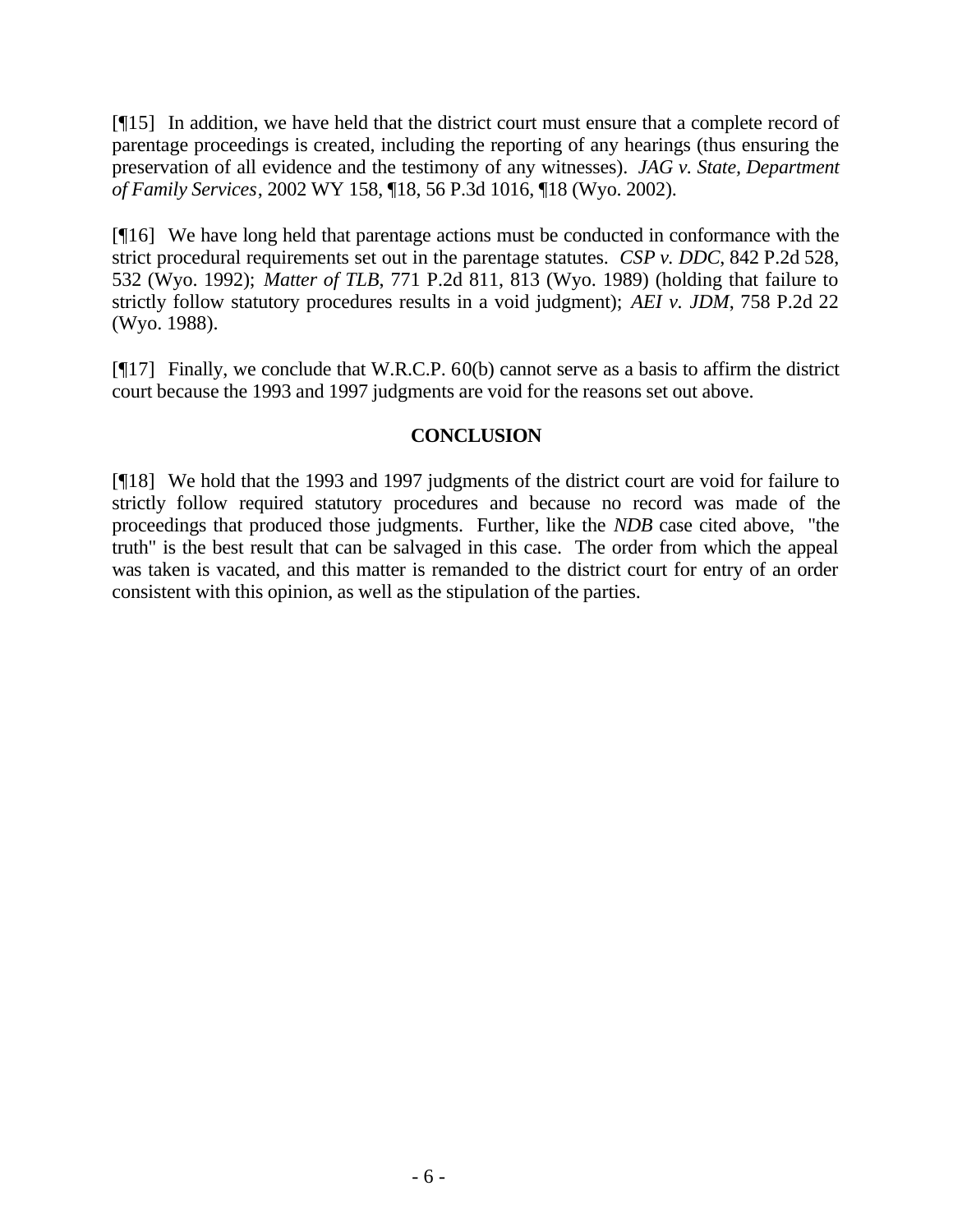[¶15] In addition, we have held that the district court must ensure that a complete record of parentage proceedings is created, including the reporting of any hearings (thus ensuring the preservation of all evidence and the testimony of any witnesses). *JAG v. State, Department of Family Services*, 2002 WY 158, ¶18, 56 P.3d 1016, ¶18 (Wyo. 2002).

[¶16] We have long held that parentage actions must be conducted in conformance with the strict procedural requirements set out in the parentage statutes. *CSP v. DDC*, 842 P.2d 528, 532 (Wyo. 1992); *Matter of TLB*, 771 P.2d 811, 813 (Wyo. 1989) (holding that failure to strictly follow statutory procedures results in a void judgment); *AEI v. JDM*, 758 P.2d 22 (Wyo. 1988).

[¶17] Finally, we conclude that W.R.C.P. 60(b) cannot serve as a basis to affirm the district court because the 1993 and 1997 judgments are void for the reasons set out above.

## CONCLUSION

[¶18] We hold that the 1993 and 1997 judgments of the district court are void for failure to strictly follow required statutory procedures and because no record was made of the proceedings that produced those judgments. Further, like the *NDB* case cited above, "the truth" is the best result that can be salvaged in this case. The order from which the appeal was taken is vacated, and this matter is remanded to the district court for entry of an order consistent with this opinion, as well as the stipulation of the parties.